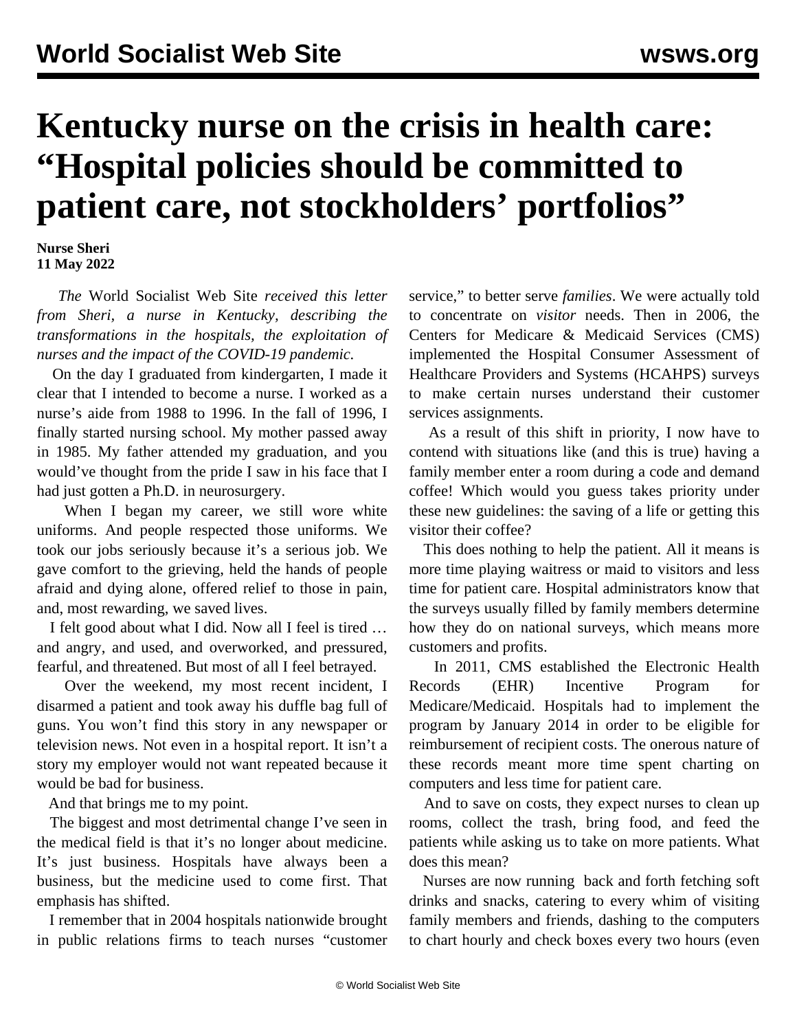# Kentucky nurse on the crisis in health care: "Hospital policies should be committed to patient care, not stockholders' portfolios"

**Nurse Sheri**
**11 May 2022**

*The* World Socialist Web Site *received this letter from Sheri, a nurse in Kentucky, describing the transformations in the hospitals, the exploitation of nurses and the impact of the COVID-19 pandemic.*

On the day I graduated from kindergarten, I made it clear that I intended to become a nurse. I worked as a nurse's aide from 1988 to 1996. In the fall of 1996, I finally started nursing school. My mother passed away in 1985. My father attended my graduation, and you would've thought from the pride I saw in his face that I had just gotten a Ph.D. in neurosurgery.

When I began my career, we still wore white uniforms. And people respected those uniforms. We took our jobs seriously because it's a serious job. We gave comfort to the grieving, held the hands of people afraid and dying alone, offered relief to those in pain, and, most rewarding, we saved lives.

I felt good about what I did. Now all I feel is tired … and angry, and used, and overworked, and pressured, fearful, and threatened. But most of all I feel betrayed.

Over the weekend, my most recent incident, I disarmed a patient and took away his duffle bag full of guns. You won't find this story in any newspaper or television news. Not even in a hospital report. It isn't a story my employer would not want repeated because it would be bad for business.

And that brings me to my point.

The biggest and most detrimental change I've seen in the medical field is that it's no longer about medicine. It's just business. Hospitals have always been a business, but the medicine used to come first. That emphasis has shifted.

I remember that in 2004 hospitals nationwide brought in public relations firms to teach nurses "customer service," to better serve *families*. We were actually told to concentrate on *visitor* needs. Then in 2006, the Centers for Medicare & Medicaid Services (CMS) implemented the Hospital Consumer Assessment of Healthcare Providers and Systems (HCAHPS) surveys to make certain nurses understand their customer services assignments.

As a result of this shift in priority, I now have to contend with situations like (and this is true) having a family member enter a room during a code and demand coffee! Which would you guess takes priority under these new guidelines: the saving of a life or getting this visitor their coffee?

This does nothing to help the patient. All it means is more time playing waitress or maid to visitors and less time for patient care. Hospital administrators know that the surveys usually filled by family members determine how they do on national surveys, which means more customers and profits.

In 2011, CMS established the Electronic Health Records (EHR) Incentive Program for Medicare/Medicaid. Hospitals had to implement the program by January 2014 in order to be eligible for reimbursement of recipient costs. The onerous nature of these records meant more time spent charting on computers and less time for patient care.

And to save on costs, they expect nurses to clean up rooms, collect the trash, bring food, and feed the patients while asking us to take on more patients. What does this mean?

Nurses are now running back and forth fetching soft drinks and snacks, catering to every whim of visiting family members and friends, dashing to the computers to chart hourly and check boxes every two hours (even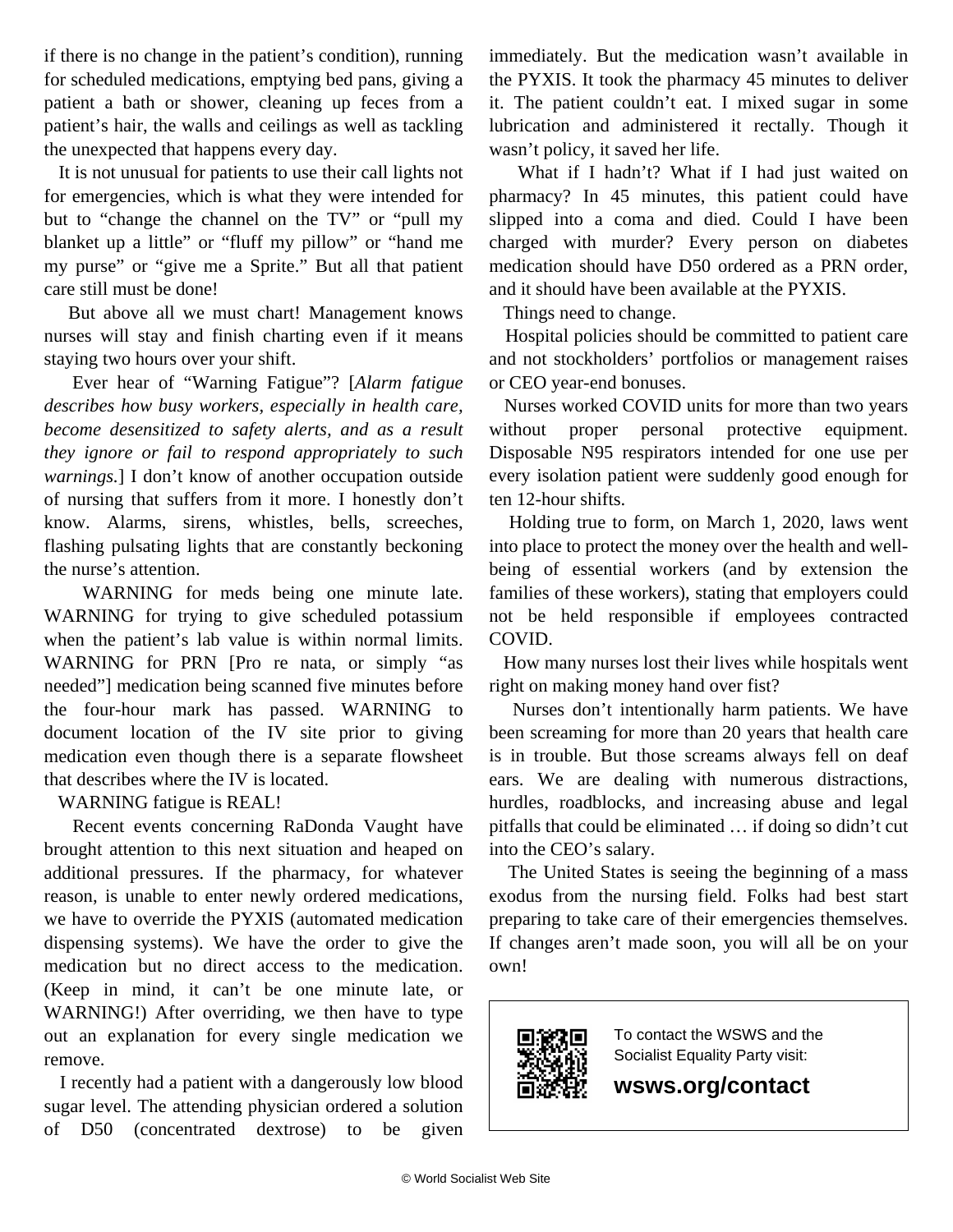if there is no change in the patient's condition), running for scheduled medications, emptying bed pans, giving a patient a bath or shower, cleaning up feces from a patient's hair, the walls and ceilings as well as tackling the unexpected that happens every day.

It is not unusual for patients to use their call lights not for emergencies, which is what they were intended for but to "change the channel on the TV" or "pull my blanket up a little" or "fluff my pillow" or "hand me my purse" or "give me a Sprite." But all that patient care still must be done!

But above all we must chart! Management knows nurses will stay and finish charting even if it means staying two hours over your shift.

Ever hear of "Warning Fatigue"? [*Alarm fatigue describes how busy workers, especially in health care, become desensitized to safety alerts, and as a result they ignore or fail to respond appropriately to such warnings.*] I don't know of another occupation outside of nursing that suffers from it more. I honestly don't know. Alarms, sirens, whistles, bells, screeches, flashing pulsating lights that are constantly beckoning the nurse's attention.

WARNING for meds being one minute late. WARNING for trying to give scheduled potassium when the patient's lab value is within normal limits. WARNING for PRN [Pro re nata, or simply "as needed"] medication being scanned five minutes before the four-hour mark has passed. WARNING to document location of the IV site prior to giving medication even though there is a separate flowsheet that describes where the IV is located.

WARNING fatigue is REAL!

Recent events concerning RaDonda Vaught have brought attention to this next situation and heaped on additional pressures. If the pharmacy, for whatever reason, is unable to enter newly ordered medications, we have to override the PYXIS (automated medication dispensing systems). We have the order to give the medication but no direct access to the medication. (Keep in mind, it can't be one minute late, or WARNING!) After overriding, we then have to type out an explanation for every single medication we remove.

I recently had a patient with a dangerously low blood sugar level. The attending physician ordered a solution of D50 (concentrated dextrose) to be given immediately. But the medication wasn't available in the PYXIS. It took the pharmacy 45 minutes to deliver it. The patient couldn't eat. I mixed sugar in some lubrication and administered it rectally. Though it wasn't policy, it saved her life.

What if I hadn't? What if I had just waited on pharmacy? In 45 minutes, this patient could have slipped into a coma and died. Could I have been charged with murder? Every person on diabetes medication should have D50 ordered as a PRN order, and it should have been available at the PYXIS.

Things need to change.

Hospital policies should be committed to patient care and not stockholders' portfolios or management raises or CEO year-end bonuses.

Nurses worked COVID units for more than two years without proper personal protective equipment. Disposable N95 respirators intended for one use per every isolation patient were suddenly good enough for ten 12-hour shifts.

Holding true to form, on March 1, 2020, laws went into place to protect the money over the health and well-being of essential workers (and by extension the families of these workers), stating that employers could not be held responsible if employees contracted COVID.

How many nurses lost their lives while hospitals went right on making money hand over fist?

Nurses don't intentionally harm patients. We have been screaming for more than 20 years that health care is in trouble. But those screams always fell on deaf ears. We are dealing with numerous distractions, hurdles, roadblocks, and increasing abuse and legal pitfalls that could be eliminated … if doing so didn't cut into the CEO's salary.

The United States is seeing the beginning of a mass exodus from the nursing field. Folks had best start preparing to take care of their emergencies themselves. If changes aren't made soon, you will all be on your own!

To contact the WSWS and the Socialist Equality Party visit:

**wsws.org/contact**